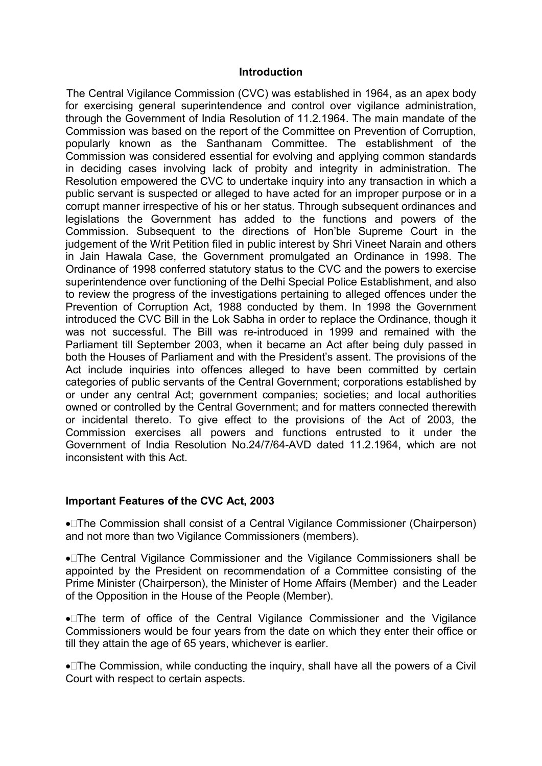## Introduction

The Central Vigilance Commission (CVC) was established in 1964, as an apex body for exercising general superintendence and control over vigilance administration, through the Government of India Resolution of 11.2.1964. The main mandate of the Commission was based on the report of the Committee on Prevention of Corruption, popularly known as the Santhanam Committee. The establishment of the Commission was considered essential for evolving and applying common standards in deciding cases involving lack of probity and integrity in administration. The Resolution empowered the CVC to undertake inquiry into any transaction in which a public servant is suspected or alleged to have acted for an improper purpose or in a corrupt manner irrespective of his or her status. Through subsequent ordinances and legislations the Government has added to the functions and powers of the Commission. Subsequent to the directions of Hon'ble Supreme Court in the judgement of the Writ Petition filed in public interest by Shri Vineet Narain and others in Jain Hawala Case, the Government promulgated an Ordinance in 1998. The Ordinance of 1998 conferred statutory status to the CVC and the powers to exercise superintendence over functioning of the Delhi Special Police Establishment, and also to review the progress of the investigations pertaining to alleged offences under the Prevention of Corruption Act, 1988 conducted by them. In 1998 the Government introduced the CVC Bill in the Lok Sabha in order to replace the Ordinance, though it was not successful. The Bill was re-introduced in 1999 and remained with the Parliament till September 2003, when it became an Act after being duly passed in both the Houses of Parliament and with the President's assent. The provisions of the Act include inquiries into offences alleged to have been committed by certain categories of public servants of the Central Government; corporations established by or under any central Act; government companies; societies; and local authorities owned or controlled by the Central Government; and for matters connected therewith or incidental thereto. To give effect to the provisions of the Act of 2003, the Commission exercises all powers and functions entrusted to it under the Government of India Resolution No.24/7/64-AVD dated 11.2.1964, which are not inconsistent with this Act.

### Important Features of the CVC Act, 2003

- The Commission shall consist of a Central Vigilance Commissioner (Chairperson) and not more than two Vigilance Commissioners (members).
- The Central Vigilance Commissioner and the Vigilance Commissioners shall be appointed by the President on recommendation of a Committee consisting of the Prime Minister (Chairperson), the Minister of Home Affairs (Member) and the Leader of the Opposition in the House of the People (Member).
- The term of office of the Central Vigilance Commissioner and the Vigilance Commissioners would be four years from the date on which they enter their office or till they attain the age of 65 years, whichever is earlier.
- The Commission, while conducting the inquiry, shall have all the powers of a Civil Court with respect to certain aspects.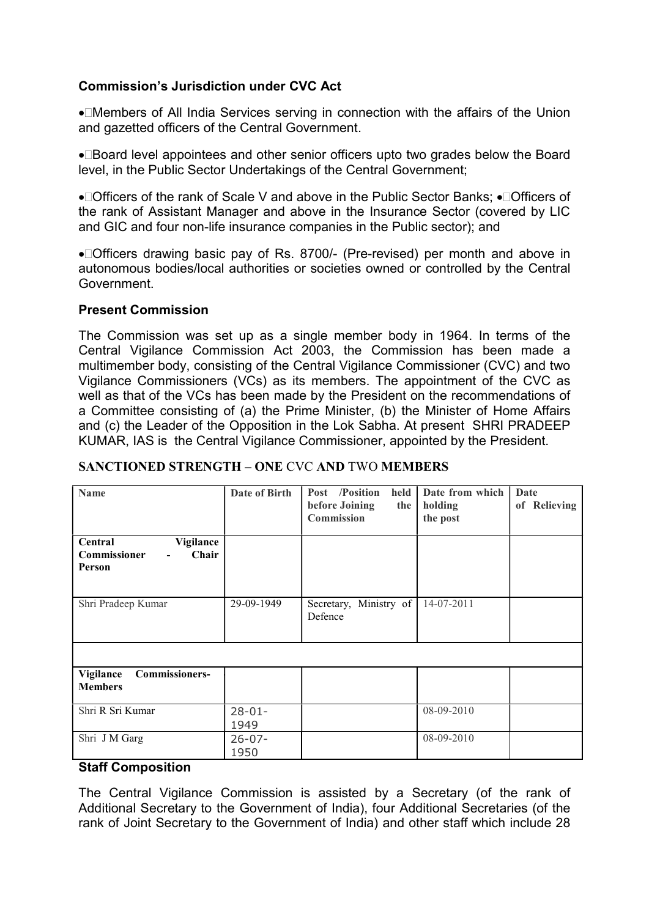### Commission's Jurisdiction under CVC Act

- Members of All India Services serving in connection with the affairs of the Union and gazetted officers of the Central Government.
- Board level appointees and other senior officers upto two grades below the Board level, in the Public Sector Undertakings of the Central Government;
- Officers of the rank of Scale V and above in the Public Sector Banks;
- Officers of the rank of Assistant Manager and above in the Insurance Sector (covered by LIC and GIC and four non-life insurance companies in the Public sector); and
- Officers drawing basic pay of Rs. 8700/- (Pre-revised) per month and above in autonomous bodies/local authorities or societies owned or controlled by the Central Government.

### Present Commission

The Commission was set up as a single member body in 1964. In terms of the Central Vigilance Commission Act 2003, the Commission has been made a multimember body, consisting of the Central Vigilance Commissioner (CVC) and two Vigilance Commissioners (VCs) as its members. The appointment of the CVC as well as that of the VCs has been made by the President on the recommendations of a Committee consisting of (a) the Prime Minister, (b) the Minister of Home Affairs and (c) the Leader of the Opposition in the Lok Sabha. At present SHRI PRADEEP KUMAR, IAS is the Central Vigilance Commissioner, appointed by the President.

**SANCTIONED STRENGTH – ONE CVC AND TWO MEMBERS**

| Name | Date of Birth | Post /Position held before Joining the Commission | Date from which holding the post | Date of Relieving |
|---|---|---|---|---|
| **Central Vigilance Commissioner - Chair Person** | | | | |
| Shri Pradeep Kumar | 29-09-1949 | Secretary, Ministry of Defence | 14-07-2011 | |
| | | | | |
| **Vigilance Commissioners- Members** | | | | |
| Shri R Sri Kumar | 28-01-1949 | | 08-09-2010 | |
| Shri J M Garg | 26-07-1950 | | 08-09-2010 | |

### Staff Composition

The Central Vigilance Commission is assisted by a Secretary (of the rank of Additional Secretary to the Government of India), four Additional Secretaries (of the rank of Joint Secretary to the Government of India) and other staff which include 28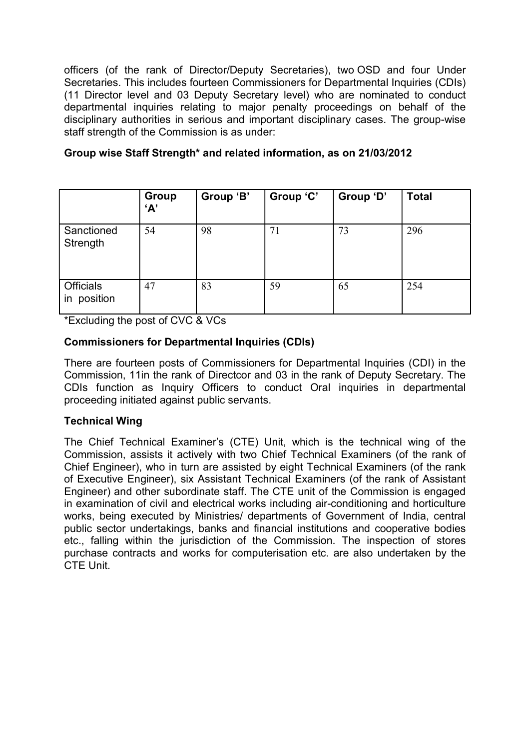officers (of the rank of Director/Deputy Secretaries), two OSD and four Under Secretaries. This includes fourteen Commissioners for Departmental Inquiries (CDIs) (11 Director level and 03 Deputy Secretary level) who are nominated to conduct departmental inquiries relating to major penalty proceedings on behalf of the disciplinary authorities in serious and important disciplinary cases. The group-wise staff strength of the Commission is as under:

**Group wise Staff Strength* and related information, as on 21/03/2012**

| | Group 'A' | Group 'B' | Group 'C' | Group 'D' | Total |
|---|---|---|---|---|---|
| Sanctioned Strength | 54 | 98 | 71 | 73 | 296 |
| Officials in position | 47 | 83 | 59 | 65 | 254 |

*Excluding the post of CVC & VCs

**Commissioners for Departmental Inquiries (CDIs)**

There are fourteen posts of Commissioners for Departmental Inquiries (CDI) in the Commission, 11in the rank of Directcor and 03 in the rank of Deputy Secretary. The CDIs function as Inquiry Officers to conduct Oral inquiries in departmental proceeding initiated against public servants.

**Technical Wing**

The Chief Technical Examiner's (CTE) Unit, which is the technical wing of the Commission, assists it actively with two Chief Technical Examiners (of the rank of Chief Engineer), who in turn are assisted by eight Technical Examiners (of the rank of Executive Engineer), six Assistant Technical Examiners (of the rank of Assistant Engineer) and other subordinate staff. The CTE unit of the Commission is engaged in examination of civil and electrical works including air-conditioning and horticulture works, being executed by Ministries/ departments of Government of India, central public sector undertakings, banks and financial institutions and cooperative bodies etc., falling within the jurisdiction of the Commission. The inspection of stores purchase contracts and works for computerisation etc. are also undertaken by the CTE Unit.